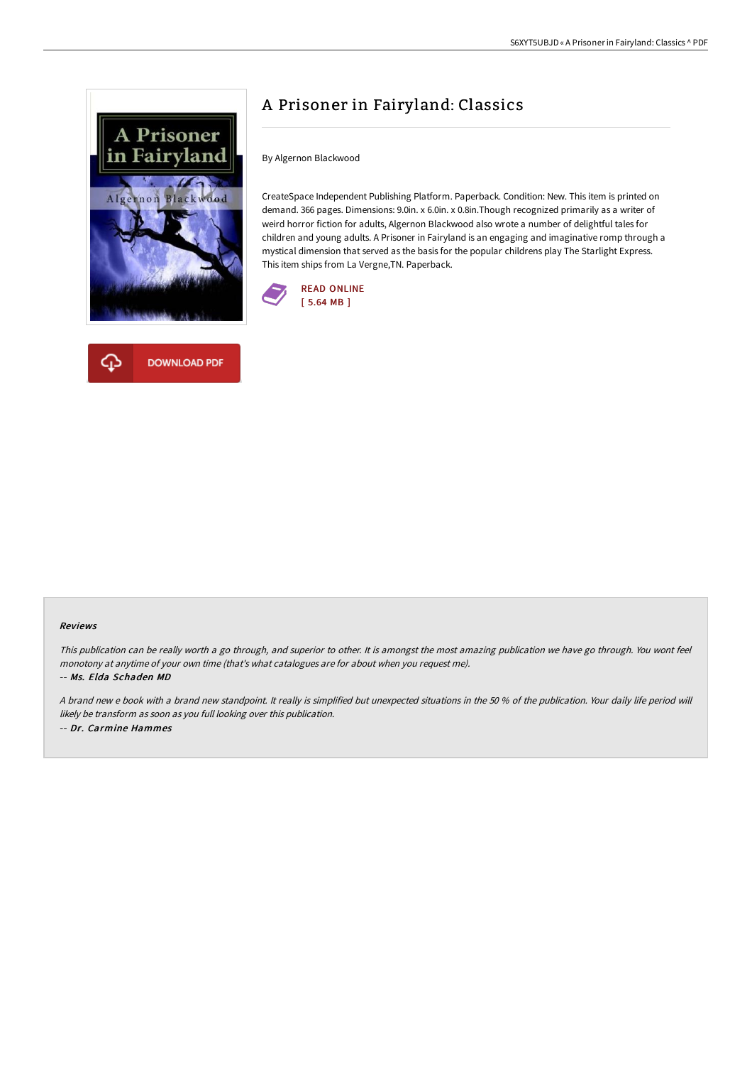# A Prisoner in Fairyland: Classics

By Algernon Blackwood

CreateSpace Independent Publishing Platform. Paperback. Condition: New. This item is printed on demand. 366 pages. Dimensions: 9.0in. x 6.0in. x 0.8in.Though recognized primarily as a writer of weird horror fiction for adults, Algernon Blackwood also wrote a number of delightful tales for children and young adults. A Prisoner in Fairyland is an engaging and imaginative romp through a mystical dimension that served as the basis for the popular childrens play The Starlight Express. This item ships from La Vergne,TN. Paperback.

READ ONLINE
[ 5.64 MB ]

DOWNLOAD PDF

## Reviews

*This publication can be really worth a go through, and superior to other. It is amongst the most amazing publication we have go through. You wont feel monotony at anytime of your own time (that's what catalogues are for about when you request me).*

*-- Ms. Elda Schaden MD*

*A brand new e book with a brand new standpoint. It really is simplified but unexpected situations in the 50 % of the publication. Your daily life period will likely be transform as soon as you full looking over this publication.*

*-- Dr. Carmine Hammes*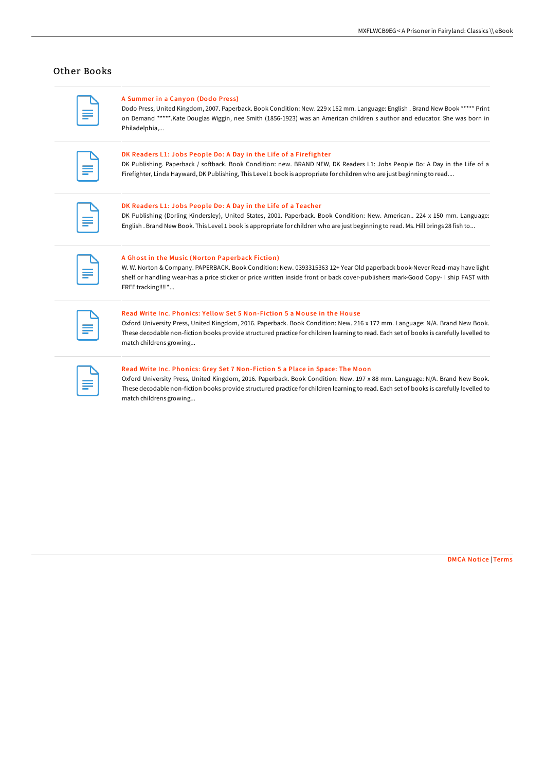## Other Books

### A Summer in a Canyon (Dodo Press)

Dodo Press, United Kingdom, 2007. Paperback. Book Condition: New. 229 x 152 mm. Language: English . Brand New Book ***** Print on Demand *****.Kate Douglas Wiggin, nee Smith (1856-1923) was an American children s author and educator. She was born in Philadelphia,...

### DK Readers L1: Jobs People Do: A Day in the Life of a Firefighter

DK Publishing. Paperback / softback. Book Condition: new. BRAND NEW, DK Readers L1: Jobs People Do: A Day in the Life of a Firefighter, Linda Hayward, DK Publishing, This Level 1 book is appropriate for children who are just beginning to read....

### DK Readers L1: Jobs People Do: A Day in the Life of a Teacher

DK Publishing (Dorling Kindersley), United States, 2001. Paperback. Book Condition: New. American.. 224 x 150 mm. Language: English . Brand New Book. This Level 1 book is appropriate for children who are just beginning to read. Ms. Hill brings 28 fish to...

### A Ghost in the Music (Norton Paperback Fiction)

W. W. Norton & Company. PAPERBACK. Book Condition: New. 0393315363 12+ Year Old paperback book-Never Read-may have light shelf or handling wear-has a price sticker or price written inside front or back cover-publishers mark-Good Copy- I ship FAST with FREE tracking!!!! *...

### Read Write Inc. Phonics: Yellow Set 5 Non-Fiction 5 a Mouse in the House

Oxford University Press, United Kingdom, 2016. Paperback. Book Condition: New. 216 x 172 mm. Language: N/A. Brand New Book. These decodable non-fiction books provide structured practice for children learning to read. Each set of books is carefully levelled to match childrens growing...

### Read Write Inc. Phonics: Grey Set 7 Non-Fiction 5 a Place in Space: The Moon

Oxford University Press, United Kingdom, 2016. Paperback. Book Condition: New. 197 x 88 mm. Language: N/A. Brand New Book. These decodable non-fiction books provide structured practice for children learning to read. Each set of books is carefully levelled to match childrens growing...

DMCA Notice | Terms